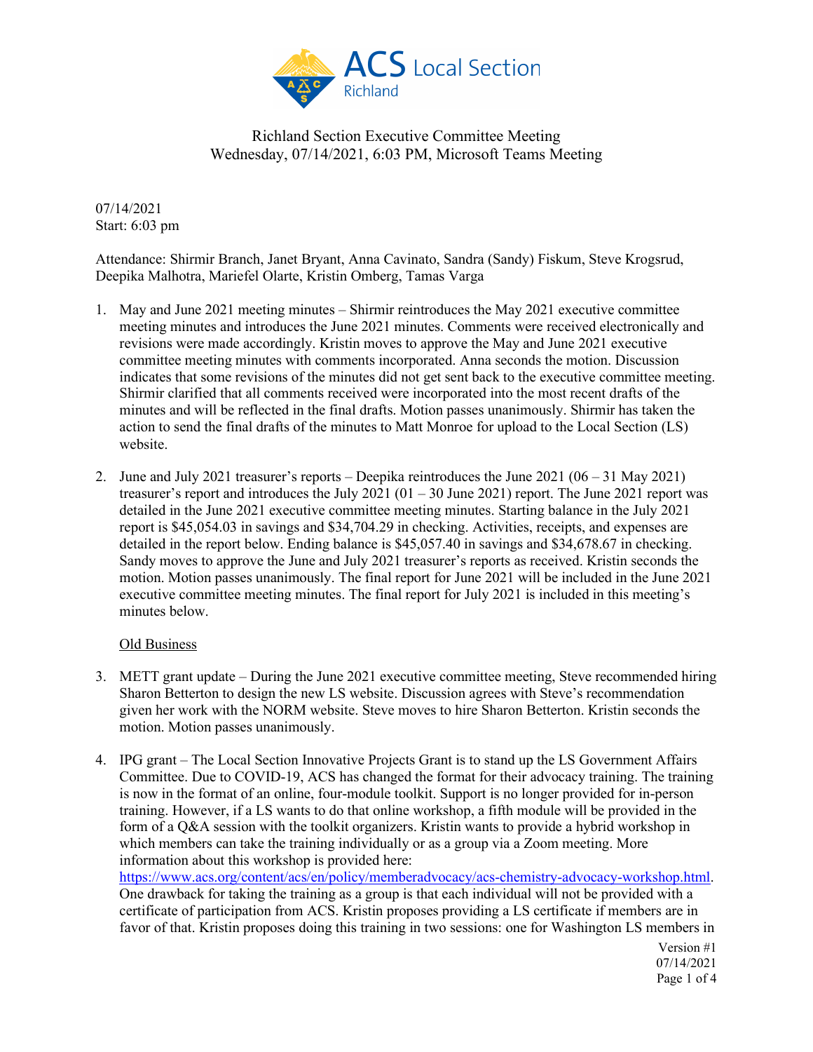Richland Section Executive Committee Meeting
Wednesday, 07/14/2021, 6:03 PM, Microsoft Teams Meeting

07/14/2021
Start: 6:03 pm

Attendance: Shirmir Branch, Janet Bryant, Anna Cavinato, Sandra (Sandy) Fiskum, Steve Krogsrud, Deepika Malhotra, Mariefel Olarte, Kristin Omberg, Tamas Varga

1. May and June 2021 meeting minutes – Shirmir reintroduces the May 2021 executive committee meeting minutes and introduces the June 2021 minutes. Comments were received electronically and revisions were made accordingly. Kristin moves to approve the May and June 2021 executive committee meeting minutes with comments incorporated. Anna seconds the motion. Discussion indicates that some revisions of the minutes did not get sent back to the executive committee meeting. Shirmir clarified that all comments received were incorporated into the most recent drafts of the minutes and will be reflected in the final drafts. Motion passes unanimously. Shirmir has taken the action to send the final drafts of the minutes to Matt Monroe for upload to the Local Section (LS) website.

2. June and July 2021 treasurer's reports – Deepika reintroduces the June 2021 (06 – 31 May 2021) treasurer's report and introduces the July 2021 (01 – 30 June 2021) report. The June 2021 report was detailed in the June 2021 executive committee meeting minutes. Starting balance in the July 2021 report is $45,054.03 in savings and $34,704.29 in checking. Activities, receipts, and expenses are detailed in the report below. Ending balance is $45,057.40 in savings and $34,678.67 in checking. Sandy moves to approve the June and July 2021 treasurer's reports as received. Kristin seconds the motion. Motion passes unanimously. The final report for June 2021 will be included in the June 2021 executive committee meeting minutes. The final report for July 2021 is included in this meeting's minutes below.

<u>Old Business</u>

3. METT grant update – During the June 2021 executive committee meeting, Steve recommended hiring Sharon Betterton to design the new LS website. Discussion agrees with Steve's recommendation given her work with the NORM website. Steve moves to hire Sharon Betterton. Kristin seconds the motion. Motion passes unanimously.

4. IPG grant – The Local Section Innovative Projects Grant is to stand up the LS Government Affairs Committee. Due to COVID-19, ACS has changed the format for their advocacy training. The training is now in the format of an online, four-module toolkit. Support is no longer provided for in-person training. However, if a LS wants to do that online workshop, a fifth module will be provided in the form of a Q&A session with the toolkit organizers. Kristin wants to provide a hybrid workshop in which members can take the training individually or as a group via a Zoom meeting. More information about this workshop is provided here: https://www.acs.org/content/acs/en/policy/memberadvocacy/acs-chemistry-advocacy-workshop.html. One drawback for taking the training as a group is that each individual will not be provided with a certificate of participation from ACS. Kristin proposes providing a LS certificate if members are in favor of that. Kristin proposes doing this training in two sessions: one for Washington LS members in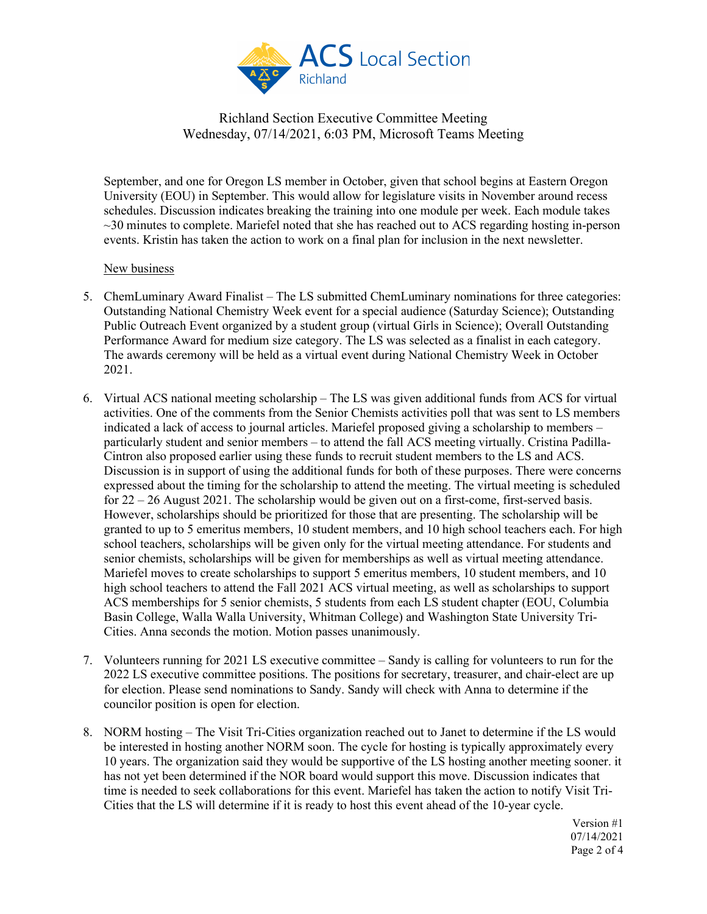September, and one for Oregon LS member in October, given that school begins at Eastern Oregon University (EOU) in September. This would allow for legislature visits in November around recess schedules. Discussion indicates breaking the training into one module per week. Each module takes ~30 minutes to complete. Mariefel noted that she has reached out to ACS regarding hosting in-person events. Kristin has taken the action to work on a final plan for inclusion in the next newsletter.

New business

5. ChemLuminary Award Finalist – The LS submitted ChemLuminary nominations for three categories: Outstanding National Chemistry Week event for a special audience (Saturday Science); Outstanding Public Outreach Event organized by a student group (virtual Girls in Science); Overall Outstanding Performance Award for medium size category. The LS was selected as a finalist in each category. The awards ceremony will be held as a virtual event during National Chemistry Week in October 2021.

6. Virtual ACS national meeting scholarship – The LS was given additional funds from ACS for virtual activities. One of the comments from the Senior Chemists activities poll that was sent to LS members indicated a lack of access to journal articles. Mariefel proposed giving a scholarship to members – particularly student and senior members – to attend the fall ACS meeting virtually. Cristina Padilla-Cintron also proposed earlier using these funds to recruit student members to the LS and ACS. Discussion is in support of using the additional funds for both of these purposes. There were concerns expressed about the timing for the scholarship to attend the meeting. The virtual meeting is scheduled for 22 – 26 August 2021. The scholarship would be given out on a first-come, first-served basis. However, scholarships should be prioritized for those that are presenting. The scholarship will be granted to up to 5 emeritus members, 10 student members, and 10 high school teachers each. For high school teachers, scholarships will be given only for the virtual meeting attendance. For students and senior chemists, scholarships will be given for memberships as well as virtual meeting attendance. Mariefel moves to create scholarships to support 5 emeritus members, 10 student members, and 10 high school teachers to attend the Fall 2021 ACS virtual meeting, as well as scholarships to support ACS memberships for 5 senior chemists, 5 students from each LS student chapter (EOU, Columbia Basin College, Walla Walla University, Whitman College) and Washington State University Tri-Cities. Anna seconds the motion. Motion passes unanimously.

7. Volunteers running for 2021 LS executive committee – Sandy is calling for volunteers to run for the 2022 LS executive committee positions. The positions for secretary, treasurer, and chair-elect are up for election. Please send nominations to Sandy. Sandy will check with Anna to determine if the councilor position is open for election.

8. NORM hosting – The Visit Tri-Cities organization reached out to Janet to determine if the LS would be interested in hosting another NORM soon. The cycle for hosting is typically approximately every 10 years. The organization said they would be supportive of the LS hosting another meeting sooner. it has not yet been determined if the NOR board would support this move. Discussion indicates that time is needed to seek collaborations for this event. Mariefel has taken the action to notify Visit Tri-Cities that the LS will determine if it is ready to host this event ahead of the 10-year cycle.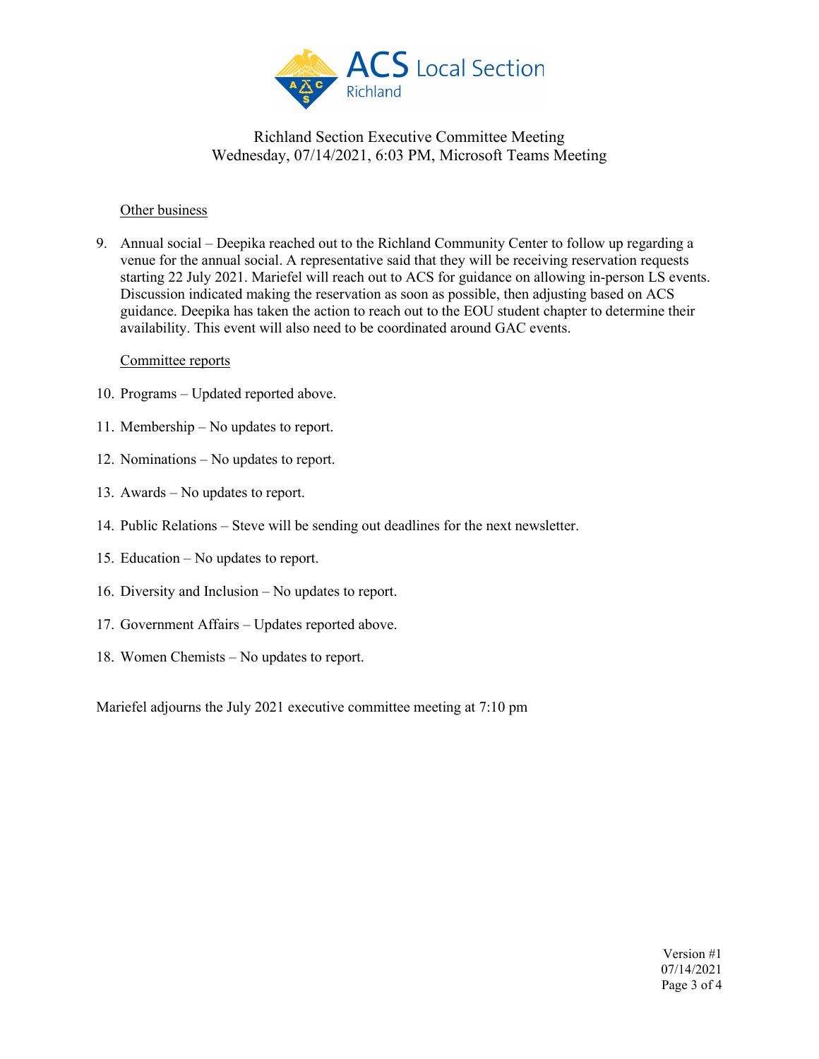Richland Section Executive Committee Meeting
Wednesday, 07/14/2021, 6:03 PM, Microsoft Teams Meeting

Other business

9. Annual social – Deepika reached out to the Richland Community Center to follow up regarding a venue for the annual social. A representative said that they will be receiving reservation requests starting 22 July 2021. Mariefel will reach out to ACS for guidance on allowing in-person LS events. Discussion indicated making the reservation as soon as possible, then adjusting based on ACS guidance. Deepika has taken the action to reach out to the EOU student chapter to determine their availability. This event will also need to be coordinated around GAC events.

Committee reports

10. Programs – Updated reported above.
11. Membership – No updates to report.
12. Nominations – No updates to report.
13. Awards – No updates to report.
14. Public Relations – Steve will be sending out deadlines for the next newsletter.
15. Education – No updates to report.
16. Diversity and Inclusion – No updates to report.
17. Government Affairs – Updates reported above.
18. Women Chemists – No updates to report.

Mariefel adjourns the July 2021 executive committee meeting at 7:10 pm

Version #1
07/14/2021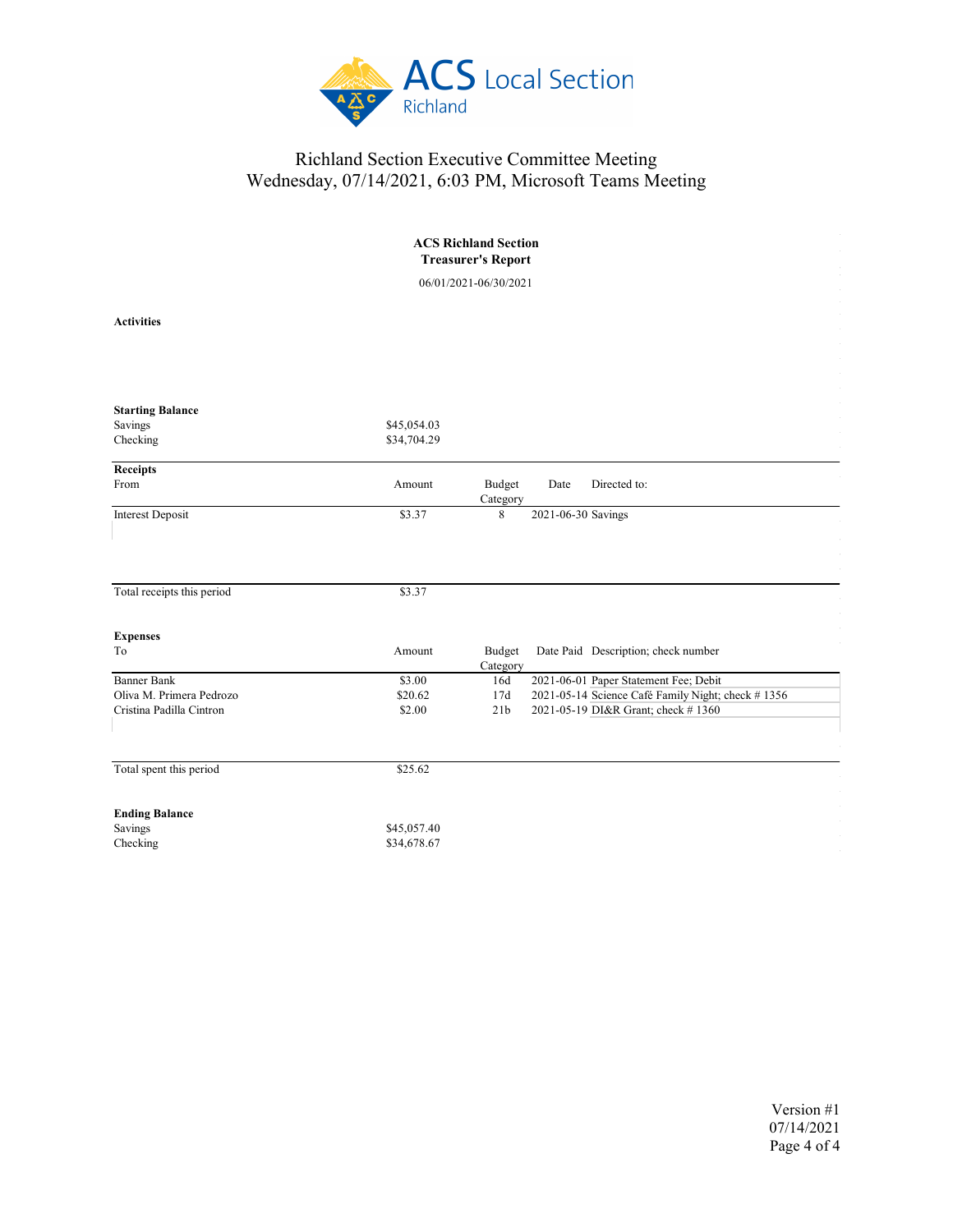ACS Local Section Richland

# Richland Section Executive Committee Meeting
## Wednesday, 07/14/2021, 6:03 PM, Microsoft Teams Meeting

**ACS Richland Section**
**Treasurer's Report**

06/01/2021-06/30/2021

**Activities**

**Starting Balance**

| | |
|---|---|
| Savings | $45,054.03 |
| Checking | $34,704.29 |

**Receipts**

| From | Amount | Budget Category | Date | Directed to: |
|---|---|---|---|---|
| Interest Deposit | $3.37 | 8 | 2021-06-30 | Savings |
| Total receipts this period | $3.37 | | | |

**Expenses**

| To | Amount | Budget Category | Date Paid | Description; check number |
|---|---|---|---|---|
| Banner Bank | $3.00 | 16d | 2021-06-01 | Paper Statement Fee; Debit |
| Oliva M. Primera Pedrozo | $20.62 | 17d | 2021-05-14 | Science Café Family Night; check # 1356 |
| Cristina Padilla Cintron | $2.00 | 21b | 2021-05-19 | DI&R Grant; check # 1360 |
| Total spent this period | $25.62 | | | |

**Ending Balance**

| | |
|---|---|
| Savings | $45,057.40 |
| Checking | $34,678.67 |

Version #1
07/14/2021